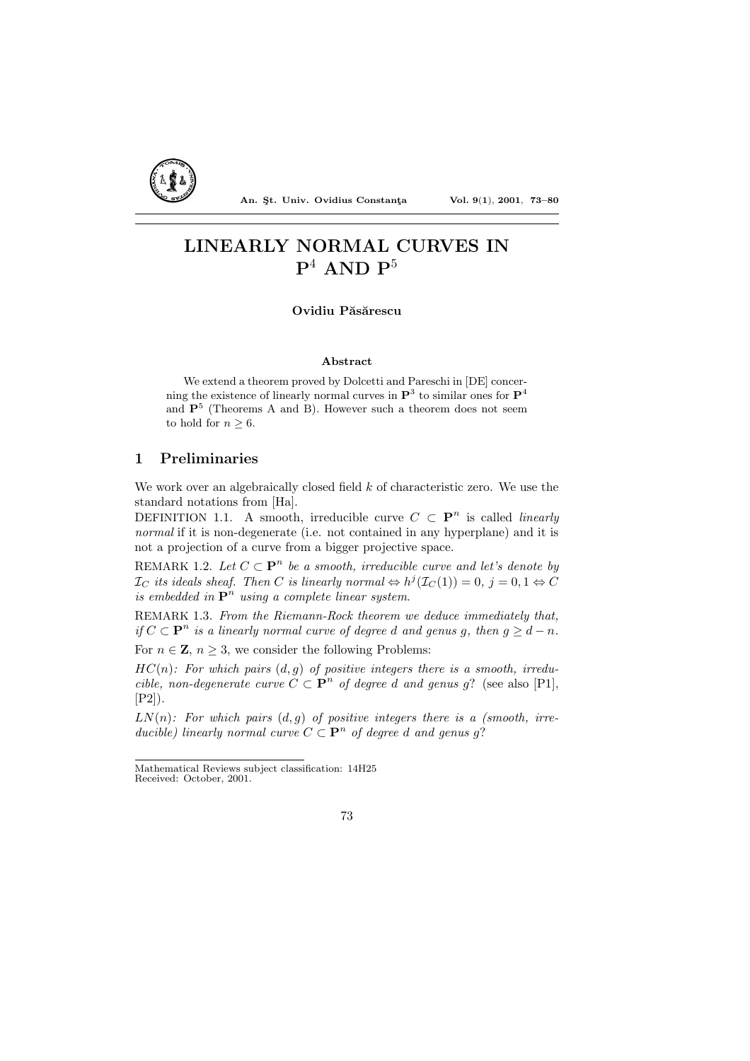# LINEARLY NORMAL CURVES IN $\mathbf{P}^4$ AND $\mathbf{P}^5$

**Ovidiu Păsărescu**

### Abstract

We extend a theorem proved by Dolcetti and Pareschi in [DE] concerning the existence of linearly normal curves in $\mathbf{P}^3$ to similar ones for $\mathbf{P}^4$ and $\mathbf{P}^5$ (Theorems A and B). However such a theorem does not seem to hold for $n \geq 6$.

## 1 Preliminaries

We work over an algebraically closed field $k$ of characteristic zero. We use the standard notations from [Ha].

DEFINITION 1.1. A smooth, irreducible curve $C \subset \mathbf{P}^n$ is called *linearly normal* if it is non-degenerate (i.e. not contained in any hyperplane) and it is not a projection of a curve from a bigger projective space.

REMARK 1.2. *Let $C \subset \mathbf{P}^n$ be a smooth, irreducible curve and let's denote by $\mathcal{I}_C$ its ideals sheaf. Then $C$ is linearly normal $\Leftrightarrow h^j(\mathcal{I}_C(1)) = 0$, $j = 0, 1 \Leftrightarrow C$ is embedded in $\mathbf{P}^n$ using a complete linear system.*

REMARK 1.3. *From the Riemann-Rock theorem we deduce immediately that, if $C \subset \mathbf{P}^n$ is a linearly normal curve of degree $d$ and genus $g$, then $g \geq d - n$.*

For $n \in \mathbf{Z}$, $n \geq 3$, we consider the following Problems:

*$HC(n)$: For which pairs $(d, g)$ of positive integers there is a smooth, irreducible, non-degenerate curve $C \subset \mathbf{P}^n$ of degree $d$ and genus $g$?* (see also [P1], [P2]).

*$LN(n)$: For which pairs $(d, g)$ of positive integers there is a (smooth, irreducible) linearly normal curve $C \subset \mathbf{P}^n$ of degree $d$ and genus $g$?*

Mathematical Reviews subject classification: 14H25
Received: October, 2001.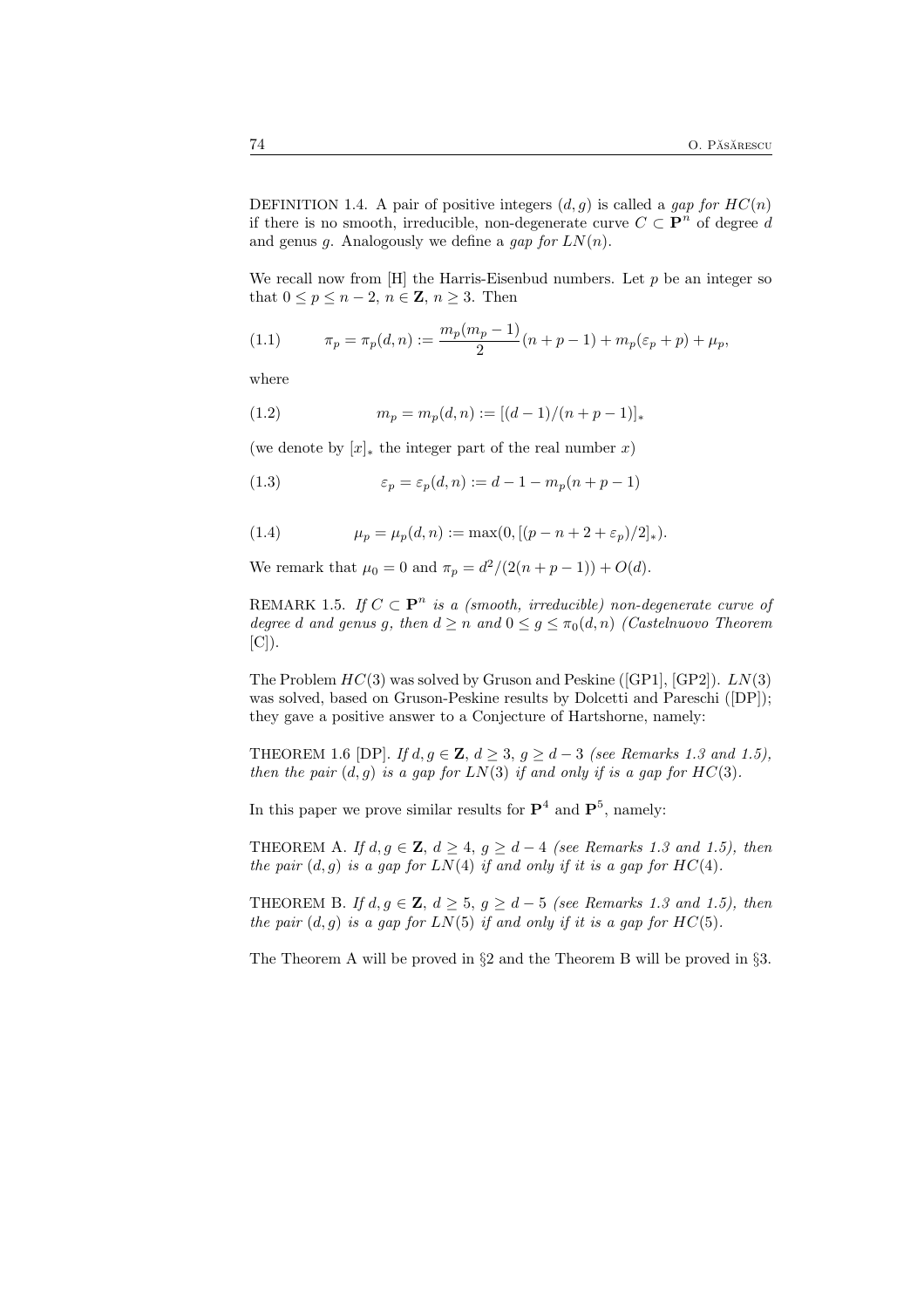DEFINITION 1.4. A pair of positive integers $(d, g)$ is called a *gap for* $HC(n)$ if there is no smooth, irreducible, non-degenerate curve $C \subset \mathbf{P}^n$ of degree $d$ and genus $g$. Analogously we define a *gap for* $LN(n)$.

We recall now from [H] the Harris-Eisenbud numbers. Let $p$ be an integer so that $0 \leq p \leq n-2$, $n \in \mathbf{Z}$, $n \geq 3$. Then

$$\pi_p = \pi_p(d,n) := \frac{m_p(m_p-1)}{2}(n+p-1) + m_p(\varepsilon_p + p) + \mu_p, \tag{1.1}$$

where

$$m_p = m_p(d,n) := [(d-1)/(n+p-1)]_* \tag{1.2}$$

(we denote by $[x]_*$ the integer part of the real number $x$)

$$\varepsilon_p = \varepsilon_p(d,n) := d - 1 - m_p(n+p-1) \tag{1.3}$$

$$\mu_p = \mu_p(d,n) := \max(0, [(p-n+2+\varepsilon_p)/2]_*). \tag{1.4}$$

We remark that $\mu_0 = 0$ and $\pi_p = d^2/(2(n+p-1)) + O(d)$.

REMARK 1.5. *If $C \subset \mathbf{P}^n$ is a (smooth, irreducible) non-degenerate curve of degree $d$ and genus $g$, then $d \geq n$ and $0 \leq g \leq \pi_0(d,n)$ (Castelnuovo Theorem [C]).*

The Problem $HC(3)$ was solved by Gruson and Peskine ([GP1], [GP2]). $LN(3)$ was solved, based on Gruson-Peskine results by Dolcetti and Pareschi ([DP]); they gave a positive answer to a Conjecture of Hartshorne, namely:

THEOREM 1.6 [DP]. *If $d, g \in \mathbf{Z}$, $d \geq 3$, $g \geq d-3$ (see Remarks 1.3 and 1.5), then the pair $(d,g)$ is a gap for $LN(3)$ if and only if is a gap for $HC(3)$.*

In this paper we prove similar results for $\mathbf{P}^4$ and $\mathbf{P}^5$, namely:

THEOREM A. *If $d, g \in \mathbf{Z}$, $d \geq 4$, $g \geq d-4$ (see Remarks 1.3 and 1.5), then the pair $(d,g)$ is a gap for $LN(4)$ if and only if it is a gap for $HC(4)$.*

THEOREM B. *If $d, g \in \mathbf{Z}$, $d \geq 5$, $g \geq d-5$ (see Remarks 1.3 and 1.5), then the pair $(d,g)$ is a gap for $LN(5)$ if and only if it is a gap for $HC(5)$.*

The Theorem A will be proved in §2 and the Theorem B will be proved in §3.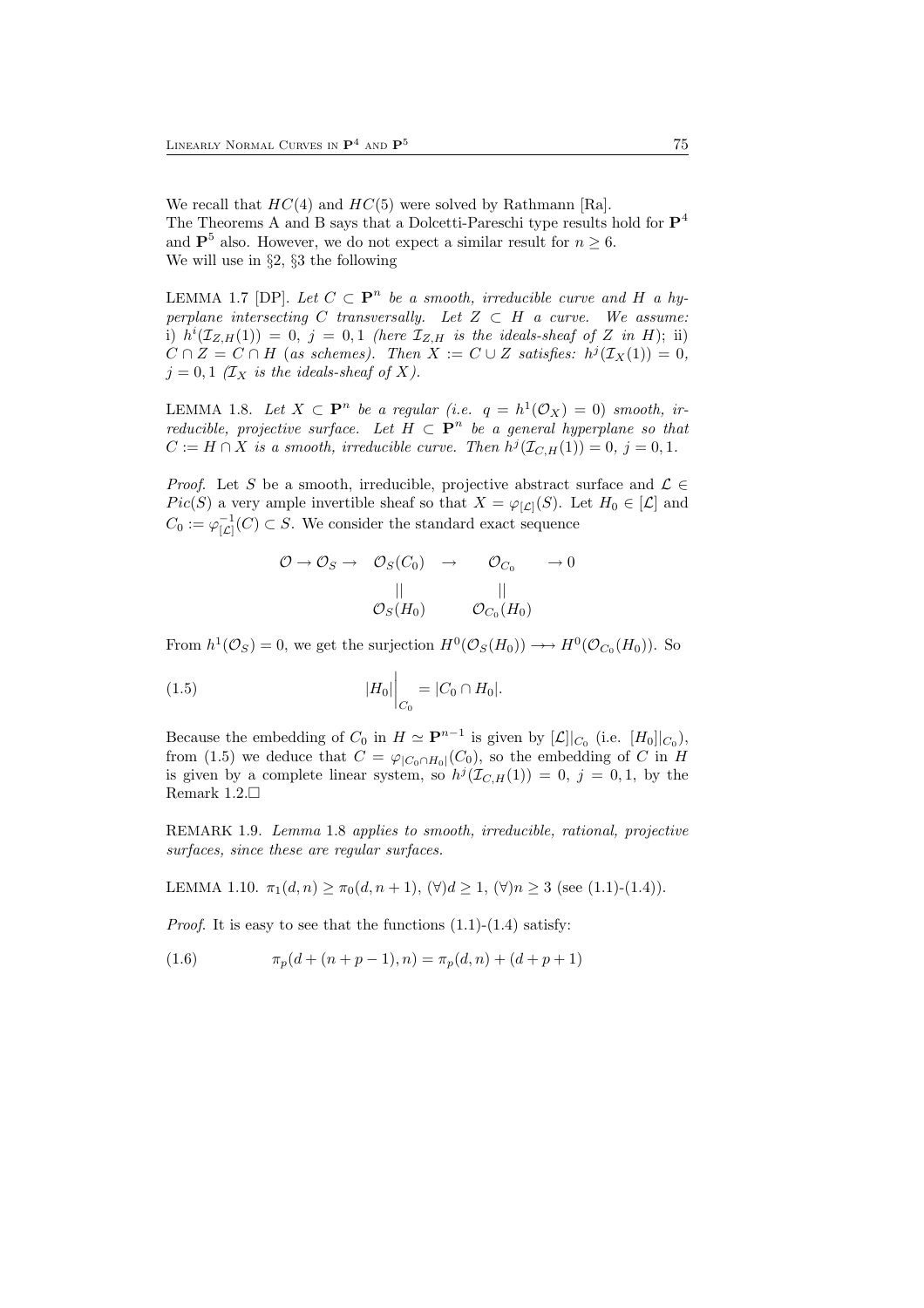We recall that $HC(4)$ and $HC(5)$ were solved by Rathmann [Ra].
The Theorems A and B says that a Dolcetti-Pareschi type results hold for $\mathbf{P}^4$ and $\mathbf{P}^5$ also. However, we do not expect a similar result for $n \geq 6$.
We will use in §2, §3 the following

LEMMA 1.7 [DP]. *Let $C \subset \mathbf{P}^n$ be a smooth, irreducible curve and $H$ a hyperplane intersecting $C$ transversally. Let $Z \subset H$ a curve. We assume:* i) $h^i(\mathcal{I}_{Z,H}(1)) = 0$, $j = 0, 1$ *(here $\mathcal{I}_{Z,H}$ is the ideals-sheaf of $Z$ in $H$);* ii) $C \cap Z = C \cap H$ *(as schemes). Then $X := C \cup Z$ satisfies: $h^j(\mathcal{I}_X(1)) = 0$, $j = 0, 1$ ($\mathcal{I}_X$ is the ideals-sheaf of $X$).*

LEMMA 1.8. *Let $X \subset \mathbf{P}^n$ be a regular (i.e. $q = h^1(\mathcal{O}_X) = 0$) smooth, irreducible, projective surface. Let $H \subset \mathbf{P}^n$ be a general hyperplane so that $C := H \cap X$ is a smooth, irreducible curve. Then $h^j(\mathcal{I}_{C,H}(1)) = 0$, $j = 0, 1$.*

*Proof.* Let $S$ be a smooth, irreducible, projective abstract surface and $\mathcal{L} \in Pic(S)$ a very ample invertible sheaf so that $X = \varphi_{[\mathcal{L}]}(S)$. Let $H_0 \in [\mathcal{L}]$ and $C_0 := \varphi_{[\mathcal{L}]}^{-1}(C) \subset S$. We consider the standard exact sequence

$$
\begin{array}{ccccc}
\mathcal{O} \to \mathcal{O}_S \to & \mathcal{O}_S(C_0) & \to & \mathcal{O}_{C_0} & \to 0 \\
& || & & || & \\
& \mathcal{O}_S(H_0) & & \mathcal{O}_{C_0}(H_0) &
\end{array}
$$

From $h^1(\mathcal{O}_S) = 0$, we get the surjection $H^0(\mathcal{O}_S(H_0)) \longrightarrow H^0(\mathcal{O}_{C_0}(H_0))$. So

$$
|H_0|\Big|_{C_0} = |C_0 \cap H_0|. \tag{1.5}
$$

Because the embedding of $C_0$ in $H \simeq \mathbf{P}^{n-1}$ is given by $[\mathcal{L}]|_{C_0}$ (i.e. $[H_0]|_{C_0}$), from (1.5) we deduce that $C = \varphi_{|C_0 \cap H_0|}(C_0)$, so the embedding of $C$ in $H$ is given by a complete linear system, so $h^j(\mathcal{I}_{C,H}(1)) = 0$, $j = 0, 1$, by the Remark 1.2.$\square$

REMARK 1.9. *Lemma* 1.8 *applies to smooth, irreducible, rational, projective surfaces, since these are regular surfaces.*

LEMMA 1.10. $\pi_1(d, n) \geq \pi_0(d, n + 1)$, $(\forall) d \geq 1$, $(\forall) n \geq 3$ (see (1.1)-(1.4)).

*Proof.* It is easy to see that the functions (1.1)-(1.4) satisfy:

$$
\pi_p(d + (n + p - 1), n) = \pi_p(d, n) + (d + p + 1) \tag{1.6}
$$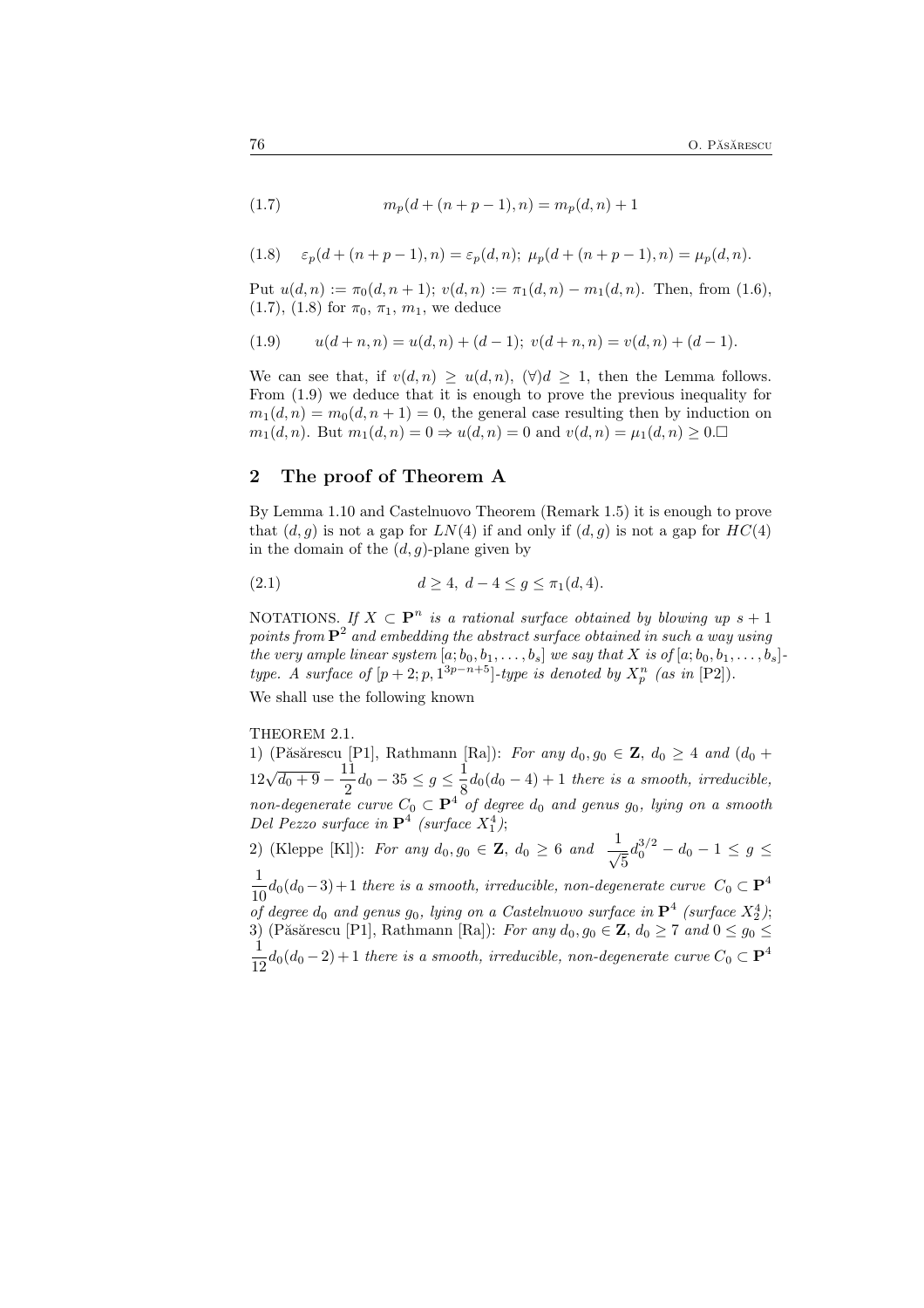$$m_p(d + (n + p - 1), n) = m_p(d, n) + 1 \tag{1.7}$$

$$\varepsilon_p(d + (n + p - 1), n) = \varepsilon_p(d, n);\ \mu_p(d + (n + p - 1), n) = \mu_p(d, n). \tag{1.8}$$

Put $u(d, n) := \pi_0(d, n + 1)$; $v(d, n) := \pi_1(d, n) - m_1(d, n)$. Then, from (1.6), (1.7), (1.8) for $\pi_0$, $\pi_1$, $m_1$, we deduce

$$u(d + n, n) = u(d, n) + (d - 1);\ v(d + n, n) = v(d, n) + (d - 1). \tag{1.9}$$

We can see that, if $v(d, n) \geq u(d, n)$, $(\forall) d \geq 1$, then the Lemma follows. From (1.9) we deduce that it is enough to prove the previous inequality for $m_1(d, n) = m_0(d, n + 1) = 0$, the general case resulting then by induction on $m_1(d, n)$. But $m_1(d, n) = 0 \Rightarrow u(d, n) = 0$ and $v(d, n) = \mu_1(d, n) \geq 0$.□

## 2 The proof of Theorem A

By Lemma 1.10 and Castelnuovo Theorem (Remark 1.5) it is enough to prove that $(d, g)$ is not a gap for $LN(4)$ if and only if $(d, g)$ is not a gap for $HC(4)$ in the domain of the $(d, g)$-plane given by

$$d \geq 4,\ d - 4 \leq g \leq \pi_1(d, 4). \tag{2.1}$$

NOTATIONS. *If $X \subset \mathbf{P}^n$ is a rational surface obtained by blowing up $s + 1$ points from $\mathbf{P}^2$ and embedding the abstract surface obtained in such a way using the very ample linear system $[a; b_0, b_1, \ldots, b_s]$ we say that $X$ is of $[a; b_0, b_1, \ldots, b_s]$-type. A surface of $[p + 2; p, 1^{3p-n+5}]$-type is denoted by $X_p^n$ (as in* [P2]).

We shall use the following known

THEOREM 2.1.
1) (Păsărescu [P1], Rathmann [Ra]): *For any $d_0, g_0 \in \mathbf{Z}$, $d_0 \geq 4$ and $(d_0 + 12\sqrt{d_0 + 9} - \frac{11}{2}d_0 - 35 \leq g \leq \frac{1}{8}d_0(d_0 - 4) + 1$ there is a smooth, irreducible, non-degenerate curve $C_0 \subset \mathbf{P}^4$ of degree $d_0$ and genus $g_0$, lying on a smooth Del Pezzo surface in $\mathbf{P}^4$ (surface $X_1^4$);*
2) (Kleppe [Kl]): *For any $d_0, g_0 \in \mathbf{Z}$, $d_0 \geq 6$ and $\frac{1}{\sqrt{5}}d_0^{3/2} - d_0 - 1 \leq g \leq \frac{1}{10}d_0(d_0 - 3) + 1$ there is a smooth, irreducible, non-degenerate curve $C_0 \subset \mathbf{P}^4$ of degree $d_0$ and genus $g_0$, lying on a Castelnuovo surface in $\mathbf{P}^4$ (surface $X_2^4$);*
3) (Păsărescu [P1], Rathmann [Ra]): *For any $d_0, g_0 \in \mathbf{Z}$, $d_0 \geq 7$ and $0 \leq g_0 \leq \frac{1}{12}d_0(d_0 - 2) + 1$ there is a smooth, irreducible, non-degenerate curve $C_0 \subset \mathbf{P}^4$*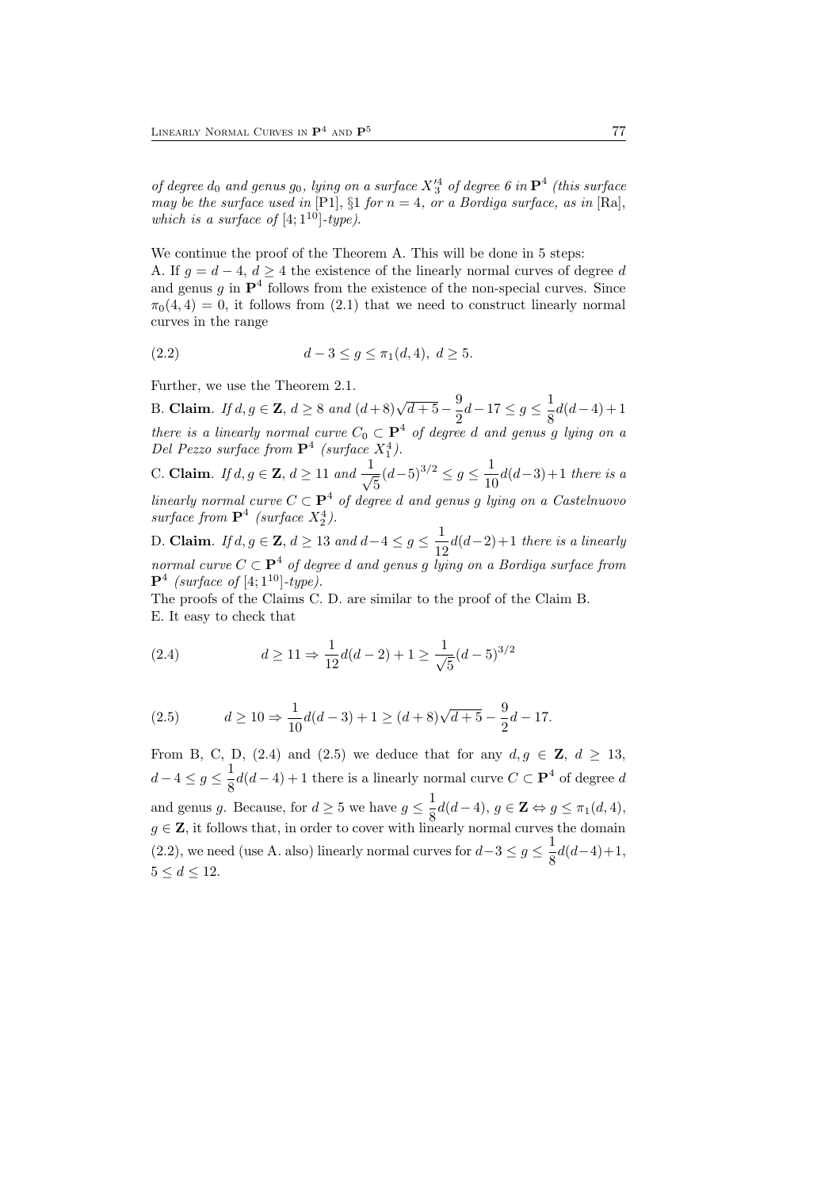*of degree $d_0$ and genus $g_0$, lying on a surface $X'^4_3$ of degree 6 in $\mathbf{P}^4$ (this surface may be the surface used in* [P1], §1 *for $n = 4$, or a Bordiga surface, as in* [Ra], *which is a surface of $[4;1^{10}]$-type).*

We continue the proof of the Theorem A. This will be done in 5 steps:

A. If $g = d - 4$, $d \geq 4$ the existence of the linearly normal curves of degree $d$ and genus $g$ in $\mathbf{P}^4$ follows from the existence of the non-special curves. Since $\pi_0(4,4) = 0$, it follows from (2.1) that we need to construct linearly normal curves in the range

$$d - 3 \leq g \leq \pi_1(d,4),\ d \geq 5. \tag{2.2}$$

Further, we use the Theorem 2.1.

B. **Claim**. *If $d, g \in \mathbf{Z}$, $d \geq 8$ and $(d+8)\sqrt{d+5} - \dfrac{9}{2}d - 17 \leq g \leq \dfrac{1}{8}d(d-4)+1$ there is a linearly normal curve $C_0 \subset \mathbf{P}^4$ of degree $d$ and genus $g$ lying on a Del Pezzo surface from $\mathbf{P}^4$ (surface $X^4_1$).*

C. **Claim**. *If $d, g \in \mathbf{Z}$, $d \geq 11$ and $\dfrac{1}{\sqrt{5}}(d-5)^{3/2} \leq g \leq \dfrac{1}{10}d(d-3)+1$ there is a linearly normal curve $C \subset \mathbf{P}^4$ of degree $d$ and genus $g$ lying on a Castelnuovo surface from $\mathbf{P}^4$ (surface $X^4_2$).*

D. **Claim**. *If $d, g \in \mathbf{Z}$, $d \geq 13$ and $d-4 \leq g \leq \dfrac{1}{12}d(d-2)+1$ there is a linearly normal curve $C \subset \mathbf{P}^4$ of degree $d$ and genus $g$ lying on a Bordiga surface from $\mathbf{P}^4$ (surface of $[4;1^{10}]$-type).*

The proofs of the Claims C. D. are similar to the proof of the Claim B.

E. It easy to check that

$$d \geq 11 \Rightarrow \frac{1}{12}d(d-2)+1 \geq \frac{1}{\sqrt{5}}(d-5)^{3/2} \tag{2.4}$$

$$d \geq 10 \Rightarrow \frac{1}{10}d(d-3)+1 \geq (d+8)\sqrt{d+5} - \frac{9}{2}d - 17. \tag{2.5}$$

From B, C, D, (2.4) and (2.5) we deduce that for any $d, g \in \mathbf{Z}$, $d \geq 13$, $d - 4 \leq g \leq \dfrac{1}{8}d(d-4)+1$ there is a linearly normal curve $C \subset \mathbf{P}^4$ of degree $d$ and genus $g$. Because, for $d \geq 5$ we have $g \leq \dfrac{1}{8}d(d-4)$, $g \in \mathbf{Z} \Leftrightarrow g \leq \pi_1(d,4)$, $g \in \mathbf{Z}$, it follows that, in order to cover with linearly normal curves the domain (2.2), we need (use A. also) linearly normal curves for $d-3 \leq g \leq \dfrac{1}{8}d(d-4)+1$, $5 \leq d \leq 12$.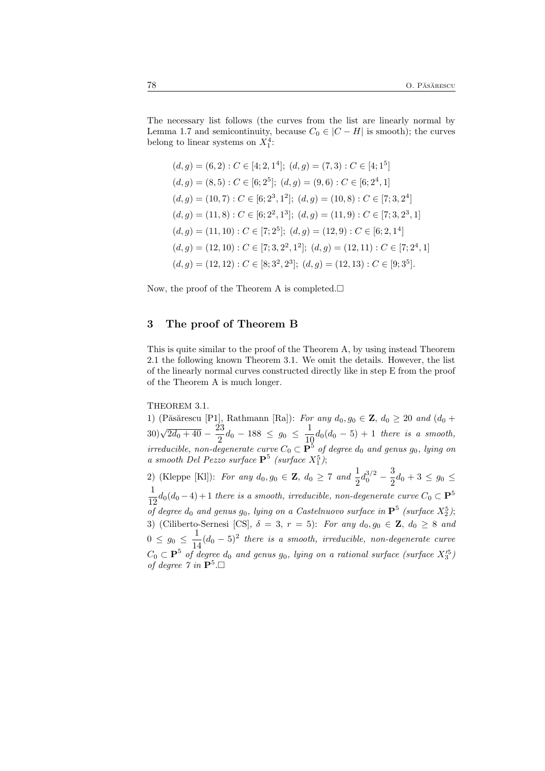The necessary list follows (the curves from the list are linearly normal by Lemma 1.7 and semicontinuity, because $C_0 \in |C - H|$ is smooth); the curves belong to linear systems on $X_1^4$:

$$(d,g) = (6,2) : C \in [4;2,1^4];\ (d,g) = (7,3) : C \in [4;1^5]$$

$$(d,g) = (8,5) : C \in [6;2^5];\ (d,g) = (9,6) : C \in [6;2^4,1]$$

$$(d,g) = (10,7) : C \in [6;2^3,1^2];\ (d,g) = (10,8) : C \in [7;3,2^4]$$

$$(d,g) = (11,8) : C \in [6;2^2,1^3];\ (d,g) = (11,9) : C \in [7;3,2^3,1]$$

$$(d,g) = (11,10) : C \in [7;2^5];\ (d,g) = (12,9) : C \in [6;2,1^4]$$

$$(d,g) = (12,10) : C \in [7;3,2^2,1^2];\ (d,g) = (12,11) : C \in [7;2^4,1]$$

$$(d,g) = (12,12) : C \in [8;3^2,2^3];\ (d,g) = (12,13) : C \in [9;3^5].$$

Now, the proof of the Theorem A is completed.□

## 3 The proof of Theorem B

This is quite similar to the proof of the Theorem A, by using instead Theorem 2.1 the following known Theorem 3.1. We omit the details. However, the list of the linearly normal curves constructed directly like in step E from the proof of the Theorem A is much longer.

THEOREM 3.1.

1) (Păsărescu [P1], Rathmann [Ra]): *For any $d_0, g_0 \in \mathbf{Z}$, $d_0 \geq 20$ and $(d_0 + 30)\sqrt{2d_0 + 40} - \frac{23}{2}d_0 - 188 \leq g_0 \leq \frac{1}{10}d_0(d_0 - 5) + 1$ there is a smooth, irreducible, non-degenerate curve $C_0 \subset \mathbf{P}^5$ of degree $d_0$ and genus $g_0$, lying on a smooth Del Pezzo surface $\mathbf{P}^5$ (surface $X_1^5$);*

2) (Kleppe [Kl]): *For any $d_0, g_0 \in \mathbf{Z}$, $d_0 \geq 7$ and $\frac{1}{2}d_0^{3/2} - \frac{3}{2}d_0 + 3 \leq g_0 \leq \frac{1}{12}d_0(d_0 - 4) + 1$ there is a smooth, irreducible, non-degenerate curve $C_0 \subset \mathbf{P}^5$ of degree $d_0$ and genus $g_0$, lying on a Castelnuovo surface in $\mathbf{P}^5$ (surface $X_2^5$);*

3) (Ciliberto-Sernesi [CS], $\delta = 3$, $r = 5$): *For any $d_0, g_0 \in \mathbf{Z}$, $d_0 \geq 8$ and $0 \leq g_0 \leq \frac{1}{14}(d_0 - 5)^2$ there is a smooth, irreducible, non-degenerate curve $C_0 \subset \mathbf{P}^5$ of degree $d_0$ and genus $g_0$, lying on a rational surface (surface $X_3'^5$) of degree 7 in $\mathbf{P}^5$.*□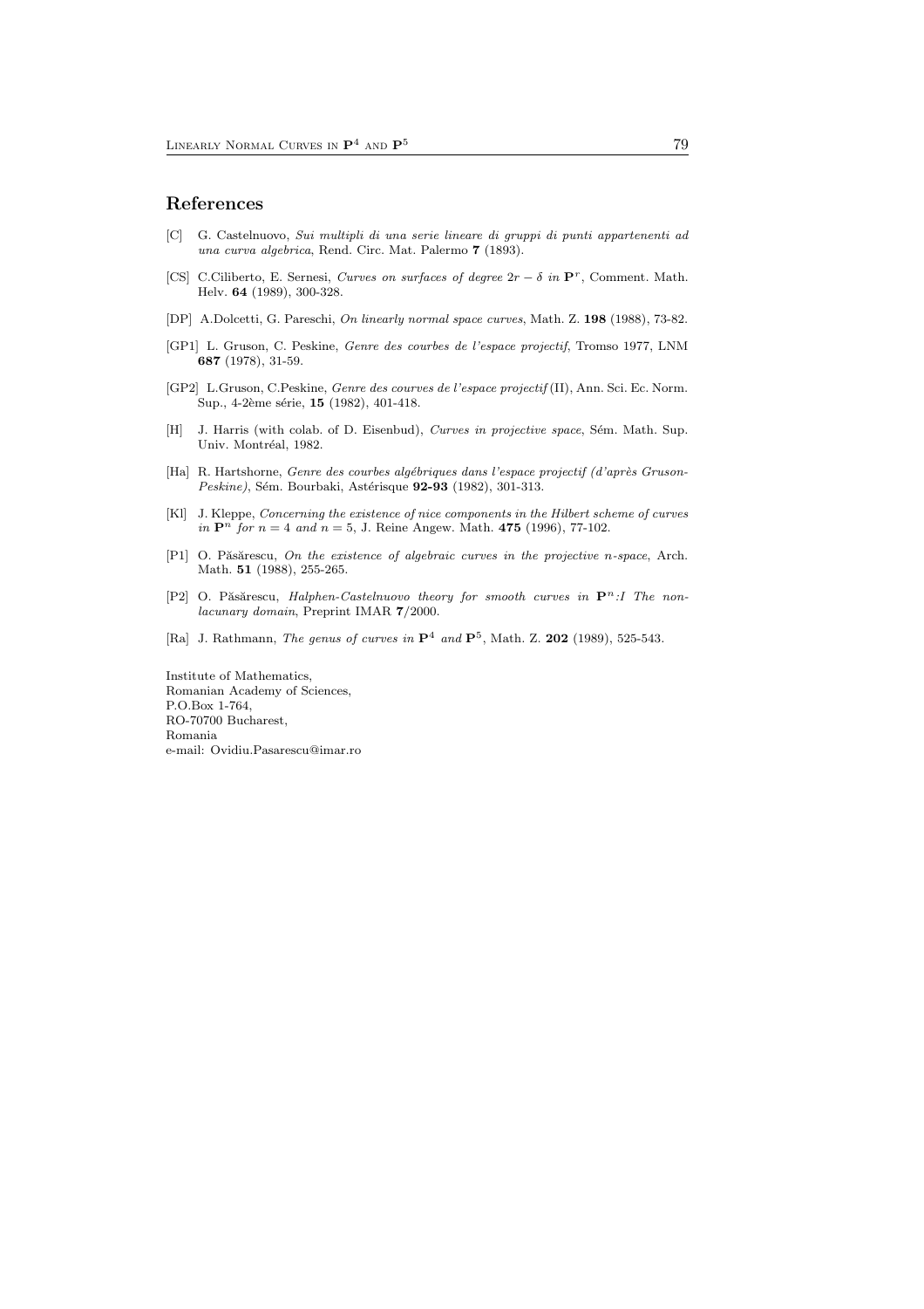## References

[C] G. Castelnuovo, *Sui multipli di una serie lineare di gruppi di punti appartenenti ad una curva algebrica*, Rend. Circ. Mat. Palermo **7** (1893).

[CS] C.Ciliberto, E. Sernesi, *Curves on surfaces of degree $2r - \delta$ in $\mathbf{P}^r$*, Comment. Math. Helv. **64** (1989), 300-328.

[DP] A.Dolcetti, G. Pareschi, *On linearly normal space curves*, Math. Z. **198** (1988), 73-82.

[GP1] L. Gruson, C. Peskine, *Genre des courbes de l'espace projectif*, Tromso 1977, LNM **687** (1978), 31-59.

[GP2] L.Gruson, C.Peskine, *Genre des courves de l'espace projectif* (II), Ann. Sci. Ec. Norm. Sup., 4-2ème série, **15** (1982), 401-418.

[H] J. Harris (with colab. of D. Eisenbud), *Curves in projective space*, Sém. Math. Sup. Univ. Montréal, 1982.

[Ha] R. Hartshorne, *Genre des courbes algébriques dans l'espace projectif (d'après Gruson-Peskine)*, Sém. Bourbaki, Astérisque **92-93** (1982), 301-313.

[Kl] J. Kleppe, *Concerning the existence of nice components in the Hilbert scheme of curves in $\mathbf{P}^n$ for $n = 4$ and $n = 5$*, J. Reine Angew. Math. **475** (1996), 77-102.

[P1] O. Păsărescu, *On the existence of algebraic curves in the projective n-space*, Arch. Math. **51** (1988), 255-265.

[P2] O. Păsărescu, *Halphen-Castelnuovo theory for smooth curves in $\mathbf{P}^n$:I The non-lacunary domain*, Preprint IMAR **7**/2000.

[Ra] J. Rathmann, *The genus of curves in $\mathbf{P}^4$ and $\mathbf{P}^5$*, Math. Z. **202** (1989), 525-543.

Institute of Mathematics,
Romanian Academy of Sciences,
P.O.Box 1-764,
RO-70700 Bucharest,
Romania
e-mail: Ovidiu.Pasarescu@imar.ro